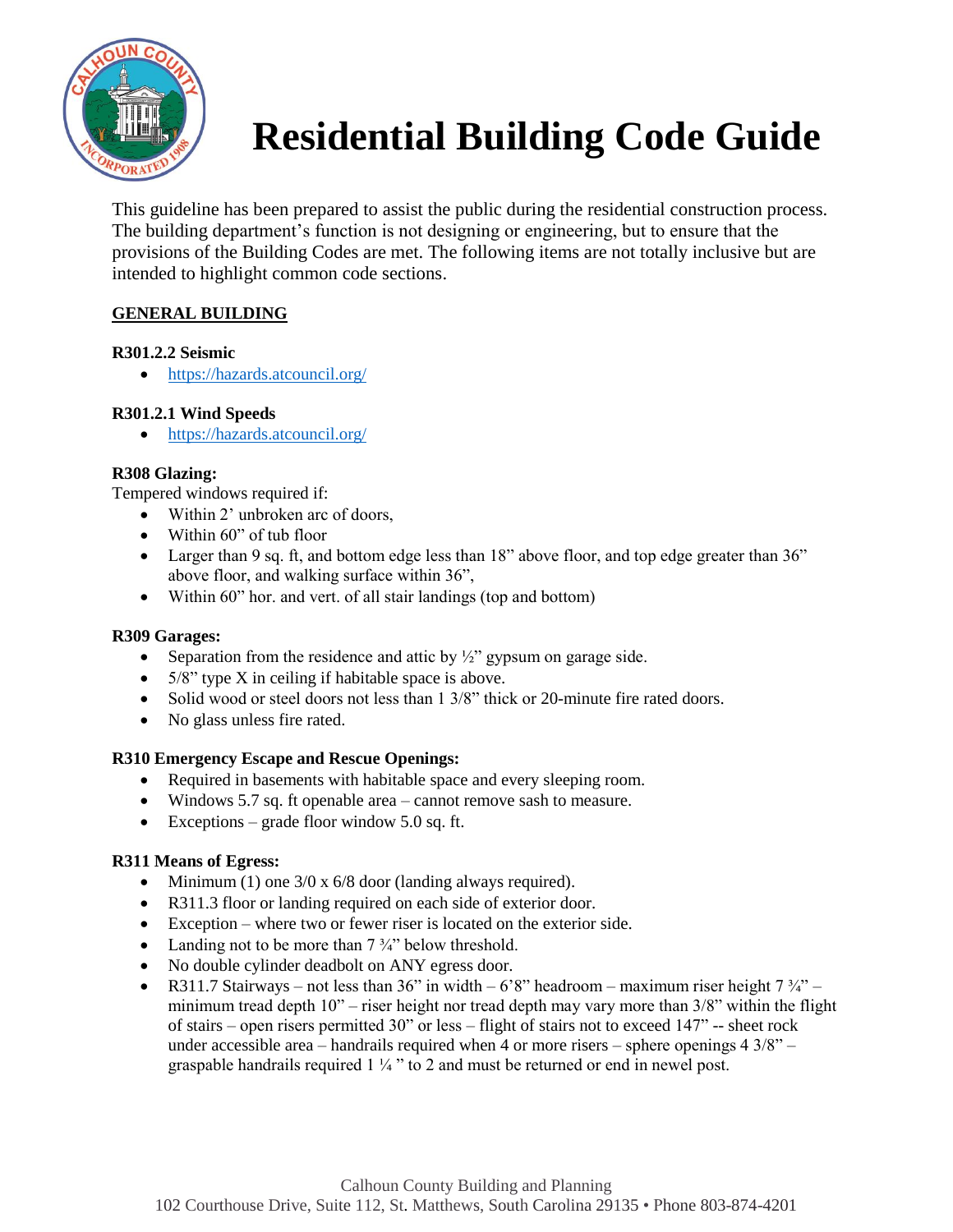# Residential Building Code Guide

This guideline has been prepared to assist the public during the residential construction process. The building department's function is not designing or engineering, but to ensure that the provisions of the Building Codes are met. The following items are not totally inclusive but are intended to highlight common code sections.

## GENERAL BUILDING

**R301.2.2 Seismic**

- https://hazards.atcouncil.org/

**R301.2.1 Wind Speeds**

- https://hazards.atcouncil.org/

**R308 Glazing:**

Tempered windows required if:

- Within 2' unbroken arc of doors,
- Within 60" of tub floor
- Larger than 9 sq. ft, and bottom edge less than 18" above floor, and top edge greater than 36" above floor, and walking surface within 36",
- Within 60" hor. and vert. of all stair landings (top and bottom)

**R309 Garages:**

- Separation from the residence and attic by ½" gypsum on garage side.
- 5/8" type X in ceiling if habitable space is above.
- Solid wood or steel doors not less than 1 3/8" thick or 20-minute fire rated doors.
- No glass unless fire rated.

**R310 Emergency Escape and Rescue Openings:**

- Required in basements with habitable space and every sleeping room.
- Windows 5.7 sq. ft openable area – cannot remove sash to measure.
- Exceptions – grade floor window 5.0 sq. ft.

**R311 Means of Egress:**

- Minimum (1) one 3/0 x 6/8 door (landing always required).
- R311.3 floor or landing required on each side of exterior door.
- Exception – where two or fewer riser is located on the exterior side.
- Landing not to be more than 7 ¾" below threshold.
- No double cylinder deadbolt on ANY egress door.
- R311.7 Stairways – not less than 36" in width – 6'8" headroom – maximum riser height 7 ¾" – minimum tread depth 10" – riser height nor tread depth may vary more than 3/8" within the flight of stairs – open risers permitted 30" or less – flight of stairs not to exceed 147" -- sheet rock under accessible area – handrails required when 4 or more risers – sphere openings 4 3/8" – graspable handrails required 1 ¼ " to 2 and must be returned or end in newel post.

Calhoun County Building and Planning
102 Courthouse Drive, Suite 112, St. Matthews, South Carolina 29135 • Phone 803-874-4201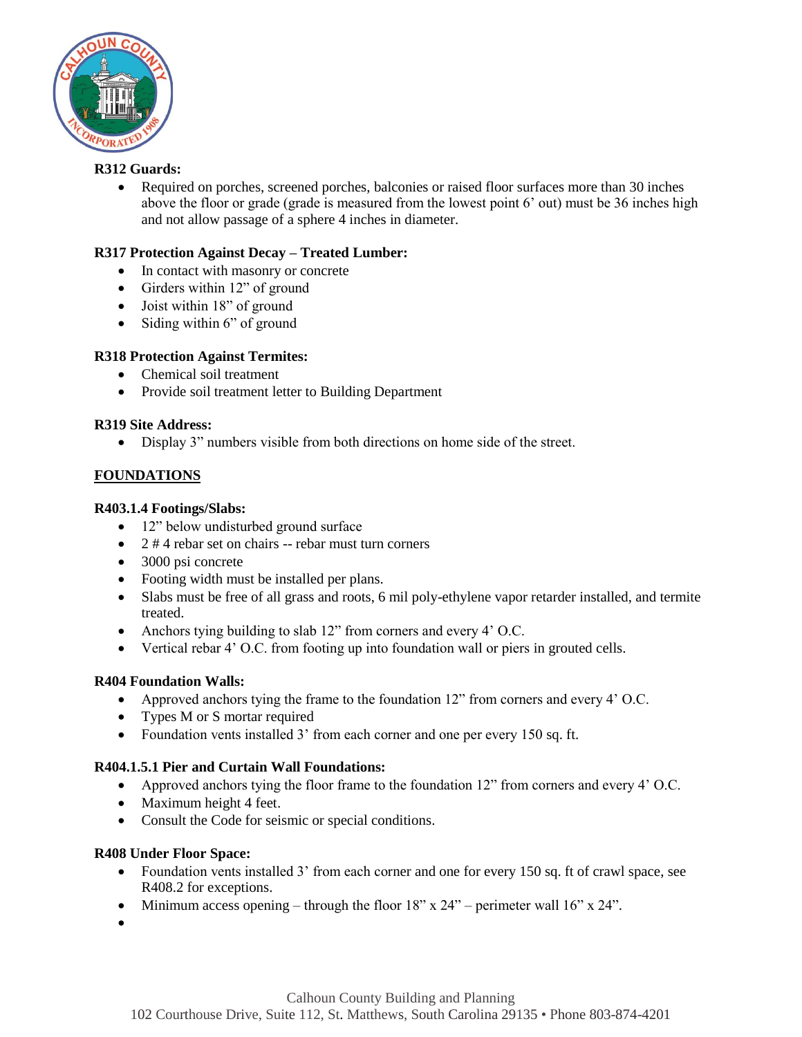**R312 Guards:**

- Required on porches, screened porches, balconies or raised floor surfaces more than 30 inches above the floor or grade (grade is measured from the lowest point 6' out) must be 36 inches high and not allow passage of a sphere 4 inches in diameter.

**R317 Protection Against Decay – Treated Lumber:**

- In contact with masonry or concrete
- Girders within 12" of ground
- Joist within 18" of ground
- Siding within 6" of ground

**R318 Protection Against Termites:**

- Chemical soil treatment
- Provide soil treatment letter to Building Department

**R319 Site Address:**

- Display 3" numbers visible from both directions on home side of the street.

## FOUNDATIONS

**R403.1.4 Footings/Slabs:**

- 12" below undisturbed ground surface
- 2 # 4 rebar set on chairs -- rebar must turn corners
- 3000 psi concrete
- Footing width must be installed per plans.
- Slabs must be free of all grass and roots, 6 mil poly-ethylene vapor retarder installed, and termite treated.
- Anchors tying building to slab 12" from corners and every 4' O.C.
- Vertical rebar 4' O.C. from footing up into foundation wall or piers in grouted cells.

**R404 Foundation Walls:**

- Approved anchors tying the frame to the foundation 12" from corners and every 4' O.C.
- Types M or S mortar required
- Foundation vents installed 3' from each corner and one per every 150 sq. ft.

**R404.1.5.1 Pier and Curtain Wall Foundations:**

- Approved anchors tying the floor frame to the foundation 12" from corners and every 4' O.C.
- Maximum height 4 feet.
- Consult the Code for seismic or special conditions.

**R408 Under Floor Space:**

- Foundation vents installed 3' from each corner and one for every 150 sq. ft of crawl space, see R408.2 for exceptions.
- Minimum access opening – through the floor 18" x 24" – perimeter wall 16" x 24".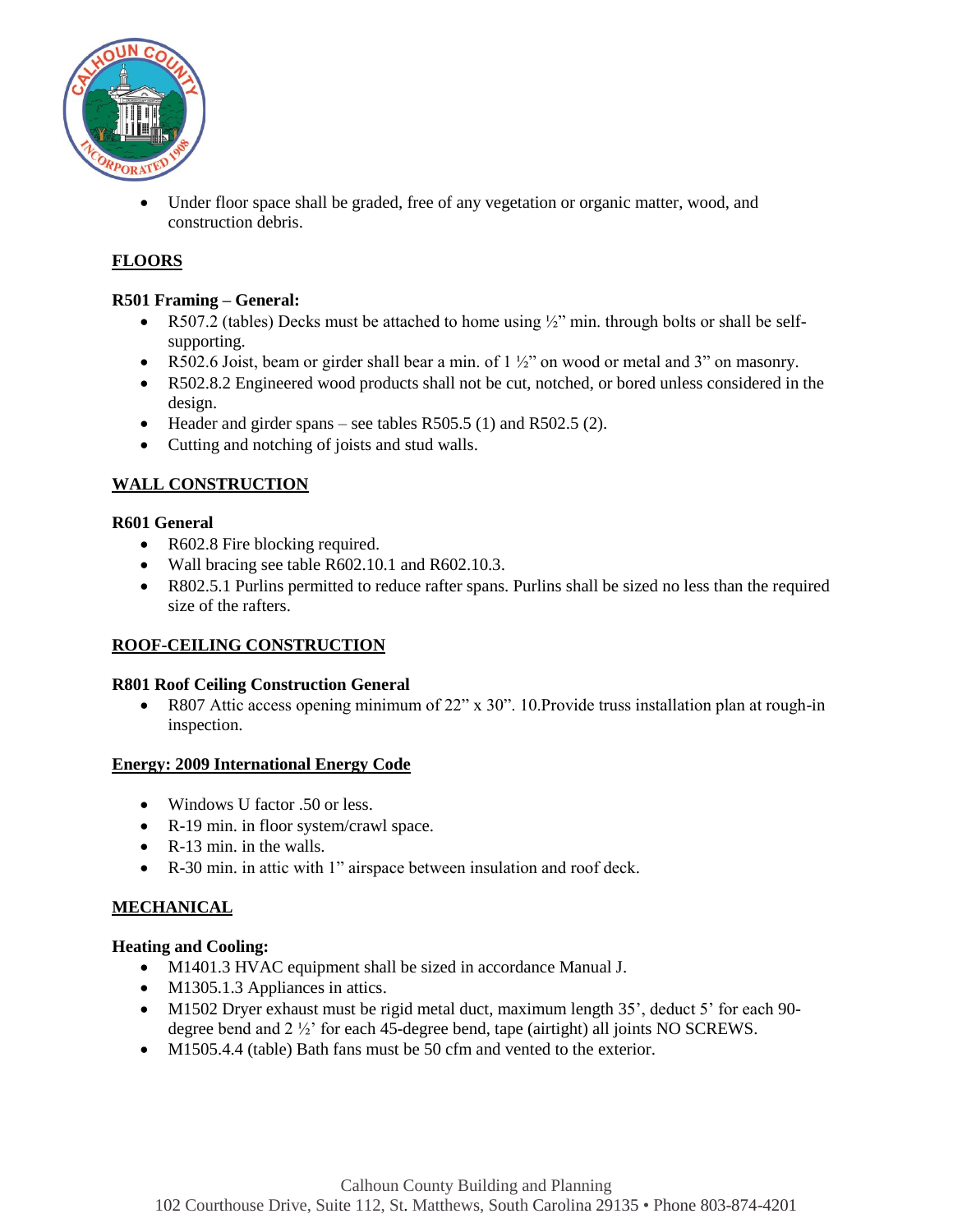- Under floor space shall be graded, free of any vegetation or organic matter, wood, and construction debris.

## FLOORS

### R501 Framing – General:

- R507.2 (tables) Decks must be attached to home using ½" min. through bolts or shall be self-supporting.
- R502.6 Joist, beam or girder shall bear a min. of 1 ½" on wood or metal and 3" on masonry.
- R502.8.2 Engineered wood products shall not be cut, notched, or bored unless considered in the design.
- Header and girder spans – see tables R505.5 (1) and R502.5 (2).
- Cutting and notching of joists and stud walls.

## WALL CONSTRUCTION

### R601 General

- R602.8 Fire blocking required.
- Wall bracing see table R602.10.1 and R602.10.3.
- R802.5.1 Purlins permitted to reduce rafter spans. Purlins shall be sized no less than the required size of the rafters.

## ROOF-CEILING CONSTRUCTION

### R801 Roof Ceiling Construction General

- R807 Attic access opening minimum of 22" x 30". 10.Provide truss installation plan at rough-in inspection.

## Energy: 2009 International Energy Code

- Windows U factor .50 or less.
- R-19 min. in floor system/crawl space.
- R-13 min. in the walls.
- R-30 min. in attic with 1" airspace between insulation and roof deck.

## MECHANICAL

### Heating and Cooling:

- M1401.3 HVAC equipment shall be sized in accordance Manual J.
- M1305.1.3 Appliances in attics.
- M1502 Dryer exhaust must be rigid metal duct, maximum length 35', deduct 5' for each 90-degree bend and 2 ½' for each 45-degree bend, tape (airtight) all joints NO SCREWS.
- M1505.4.4 (table) Bath fans must be 50 cfm and vented to the exterior.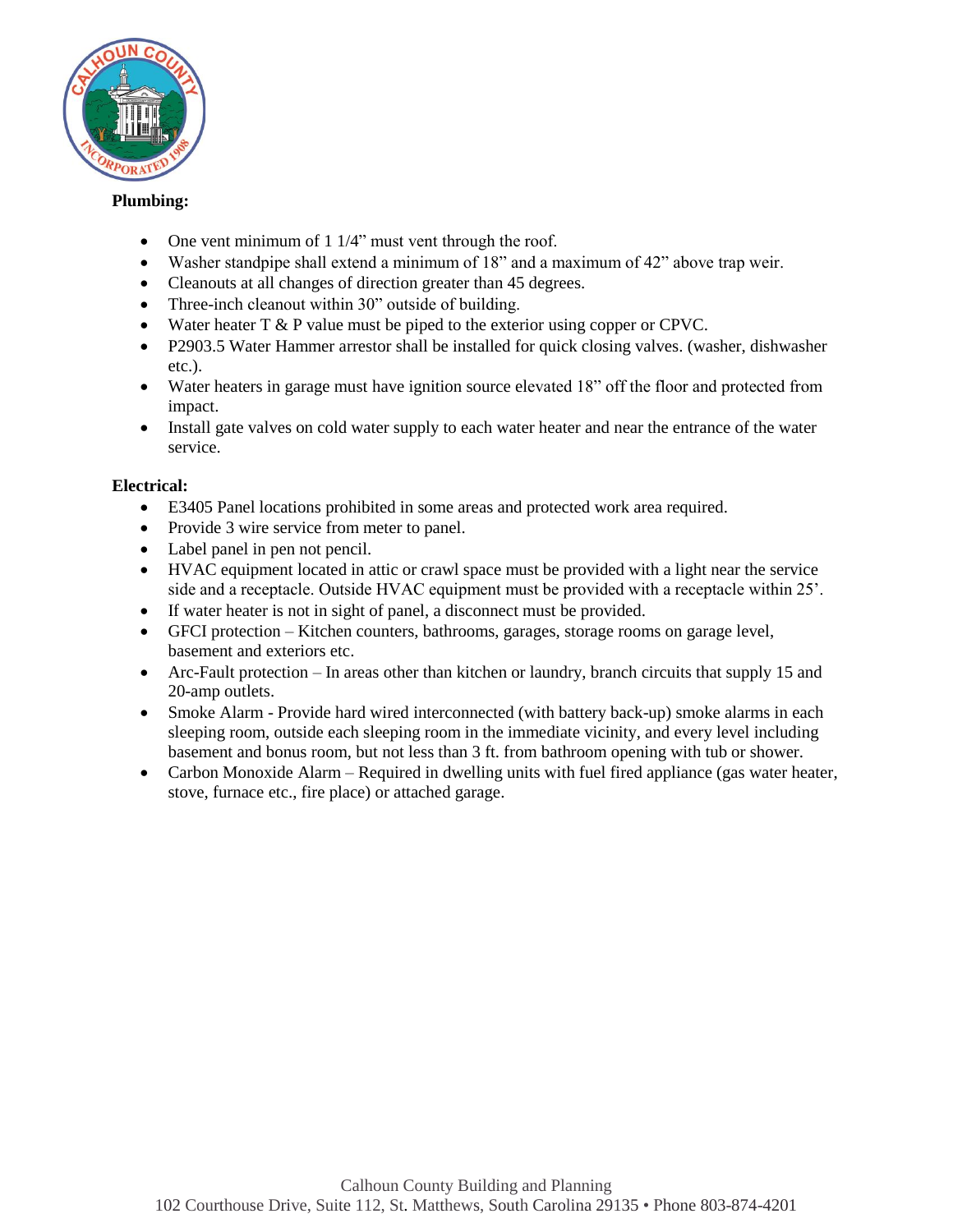**Plumbing:**

- One vent minimum of 1 1/4" must vent through the roof.
- Washer standpipe shall extend a minimum of 18" and a maximum of 42" above trap weir.
- Cleanouts at all changes of direction greater than 45 degrees.
- Three-inch cleanout within 30" outside of building.
- Water heater T & P value must be piped to the exterior using copper or CPVC.
- P2903.5 Water Hammer arrestor shall be installed for quick closing valves. (washer, dishwasher etc.).
- Water heaters in garage must have ignition source elevated 18" off the floor and protected from impact.
- Install gate valves on cold water supply to each water heater and near the entrance of the water service.

**Electrical:**

- E3405 Panel locations prohibited in some areas and protected work area required.
- Provide 3 wire service from meter to panel.
- Label panel in pen not pencil.
- HVAC equipment located in attic or crawl space must be provided with a light near the service side and a receptacle. Outside HVAC equipment must be provided with a receptacle within 25'.
- If water heater is not in sight of panel, a disconnect must be provided.
- GFCI protection – Kitchen counters, bathrooms, garages, storage rooms on garage level, basement and exteriors etc.
- Arc-Fault protection – In areas other than kitchen or laundry, branch circuits that supply 15 and 20-amp outlets.
- Smoke Alarm - Provide hard wired interconnected (with battery back-up) smoke alarms in each sleeping room, outside each sleeping room in the immediate vicinity, and every level including basement and bonus room, but not less than 3 ft. from bathroom opening with tub or shower.
- Carbon Monoxide Alarm – Required in dwelling units with fuel fired appliance (gas water heater, stove, furnace etc., fire place) or attached garage.